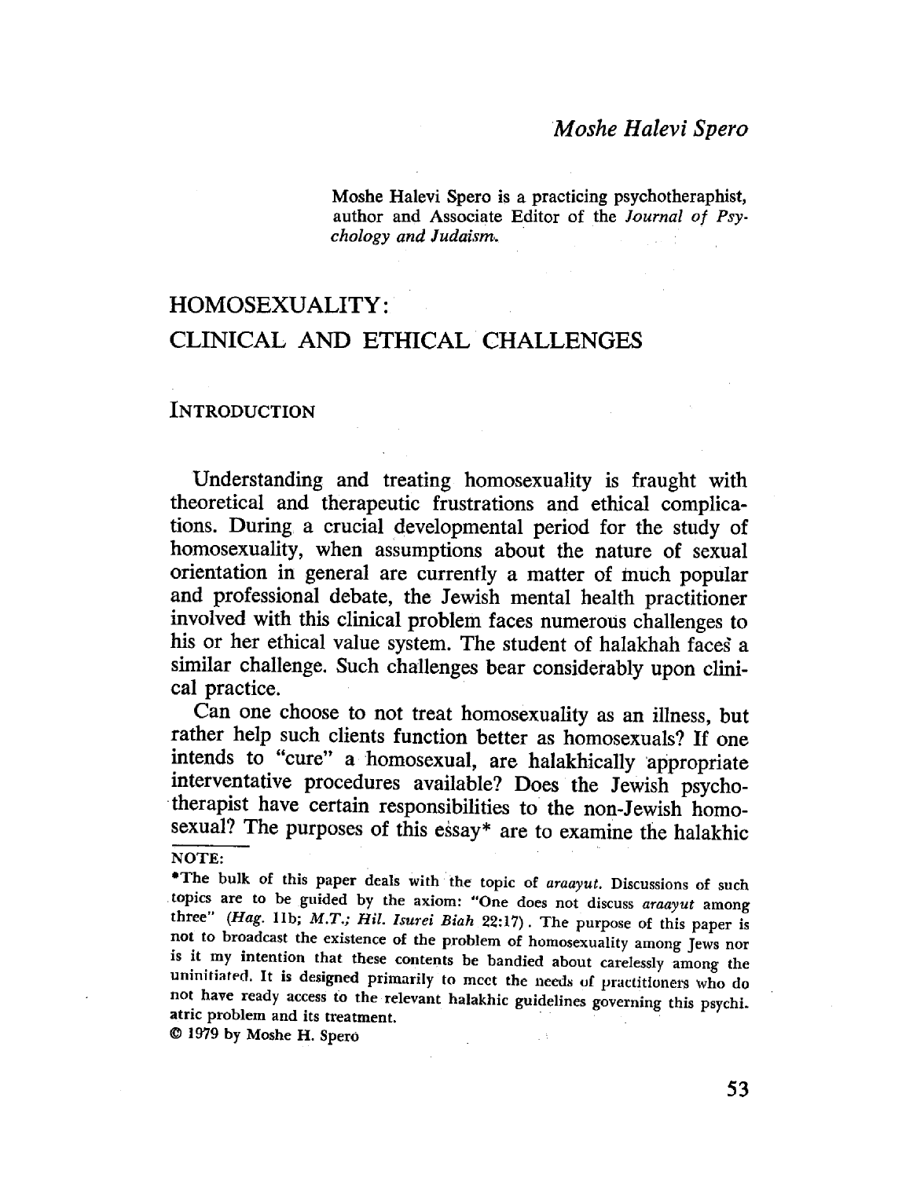*Moshe Halevi Spero*

Moshe Halevi Spero is a practicing psychotheraphist, author and Associate Editor of the *Journal of Psychology and Judaism*.

# HOMOSEXUALITY: CLINICAL AND ETHICAL CHALLENGES

## INTRODUCTION

Understanding and treating homosexuality is fraught with theoretical and therapeutic frustrations and ethical complications. During a crucial developmental period for the study of homosexuality, when assumptions about the nature of sexual orientation in general are currently a matter of much popular and professional debate, the Jewish mental health practitioner involved with this clinical problem faces numerous challenges to his or her ethical value system. The student of halakhah faces a similar challenge. Such challenges bear considerably upon clinical practice.

Can one choose to not treat homosexuality as an illness, but rather help such clients function better as homosexuals? If one intends to "cure" a homosexual, are halakhically appropriate interventative procedures available? Does the Jewish psychotherapist have certain responsibilities to the non-Jewish homosexual? The purposes of this essay* are to examine the halakhic

NOTE:

*The bulk of this paper deals with the topic of *araayut*. Discussions of such topics are to be guided by the axiom: "One does not discuss *araayut* among three" (*Hag.* 11b; *M.T.; Hil. Isurei Biah* 22:17). The purpose of this paper is not to broadcast the existence of the problem of homosexuality among Jews nor is it my intention that these contents be bandied about carelessly among the uninitiated. It is designed primarily to meet the needs of practitioners who do not have ready access to the relevant halakhic guidelines governing this psychiatric problem and its treatment.

© 1979 by Moshe H. Spero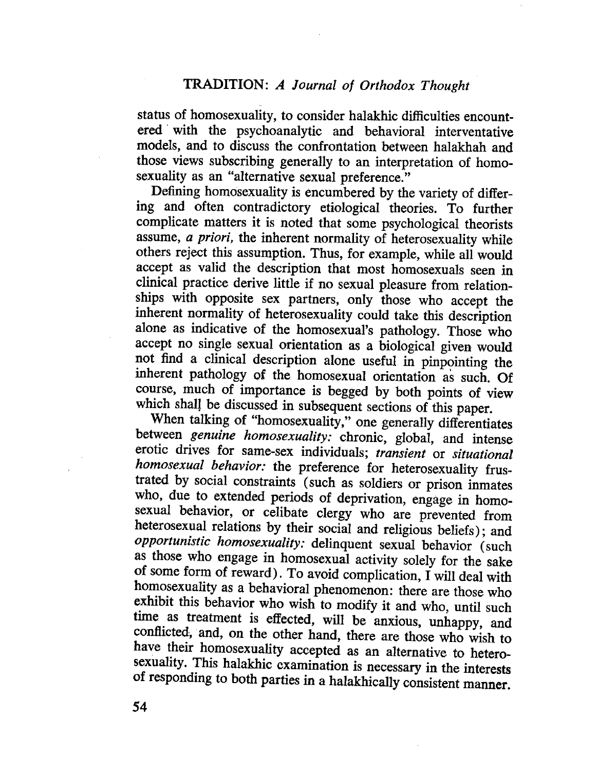status of homosexuality, to consider halakhic difficulties encountered with the psychoanalytic and behavioral interventative models, and to discuss the confrontation between halakhah and those views subscribing generally to an interpretation of homosexuality as an "alternative sexual preference."

Defining homosexuality is encumbered by the variety of differing and often contradictory etiological theories. To further complicate matters it is noted that some psychological theorists assume, *a priori*, the inherent normality of heterosexuality while others reject this assumption. Thus, for example, while all would accept as valid the description that most homosexuals seen in clinical practice derive little if no sexual pleasure from relationships with opposite sex partners, only those who accept the inherent normality of heterosexuality could take this description alone as indicative of the homosexual's pathology. Those who accept no single sexual orientation as a biological given would not find a clinical description alone useful in pinpointing the inherent pathology of the homosexual orientation as such. Of course, much of importance is begged by both points of view which shall be discussed in subsequent sections of this paper.

When talking of "homosexuality," one generally differentiates between *genuine homosexuality:* chronic, global, and intense erotic drives for same-sex individuals; *transient* or *situational homosexual behavior:* the preference for heterosexuality frustrated by social constraints (such as soldiers or prison inmates who, due to extended periods of deprivation, engage in homosexual behavior, or celibate clergy who are prevented from heterosexual relations by their social and religious beliefs); and *opportunistic homosexuality:* delinquent sexual behavior (such as those who engage in homosexual activity solely for the sake of some form of reward). To avoid complication, I will deal with homosexuality as a behavioral phenomenon: there are those who exhibit this behavior who wish to modify it and who, until such time as treatment is effected, will be anxious, unhappy, and conflicted, and, on the other hand, there are those who wish to have their homosexuality accepted as an alternative to heterosexuality. This halakhic examination is necessary in the interests of responding to both parties in a halakhically consistent manner.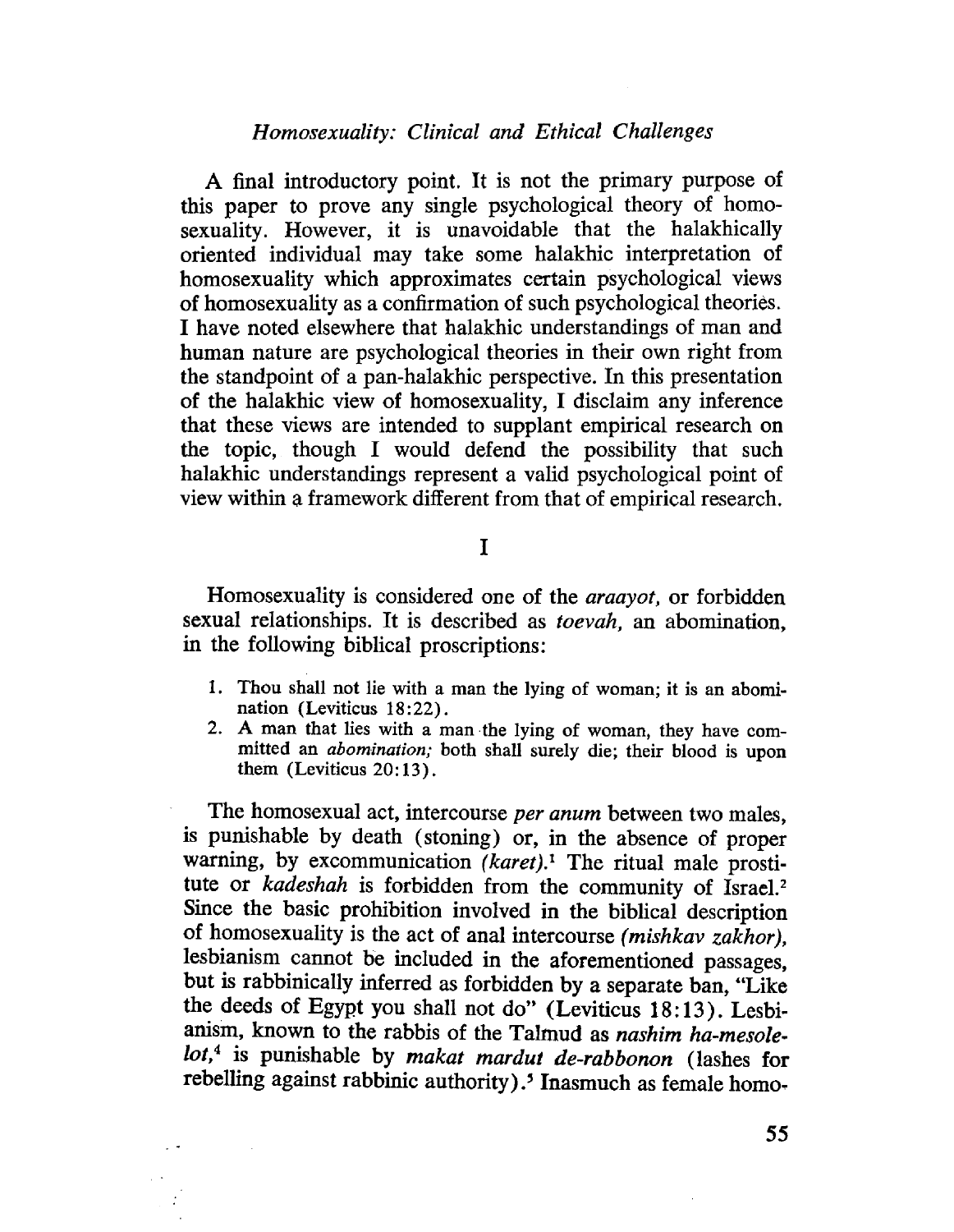A final introductory point. It is not the primary purpose of this paper to prove any single psychological theory of homosexuality. However, it is unavoidable that the halakhically oriented individual may take some halakhic interpretation of homosexuality which approximates certain psychological views of homosexuality as a confirmation of such psychological theories. I have noted elsewhere that halakhic understandings of man and human nature are psychological theories in their own right from the standpoint of a pan-halakhic perspective. In this presentation of the halakhic view of homosexuality, I disclaim any inference that these views are intended to supplant empirical research on the topic, though I would defend the possibility that such halakhic understandings represent a valid psychological point of view within a framework different from that of empirical research.

## I

Homosexuality is considered one of the *araayot*, or forbidden sexual relationships. It is described as *toevah*, an abomination, in the following biblical proscriptions:

1. Thou shall not lie with a man the lying of woman; it is an abomination (Leviticus 18:22).
2. A man that lies with a man the lying of woman, they have committed an *abomination;* both shall surely die; their blood is upon them (Leviticus 20:13).

The homosexual act, intercourse *per anum* between two males, is punishable by death (stoning) or, in the absence of proper warning, by excommunication *(karet)*.[1] The ritual male prostitute or *kadeshah* is forbidden from the community of Israel.[2] Since the basic prohibition involved in the biblical description of homosexuality is the act of anal intercourse *(mishkav zakhor)*, lesbianism cannot be included in the aforementioned passages, but is rabbinically inferred as forbidden by a separate ban, "Like the deeds of Egypt you shall not do" (Leviticus 18:13). Lesbianism, known to the rabbis of the Talmud as *nashim ha-mesolelot*,[4] is punishable by *makat mardut de-rabbonon* (lashes for rebelling against rabbinic authority).[5] Inasmuch as female homo-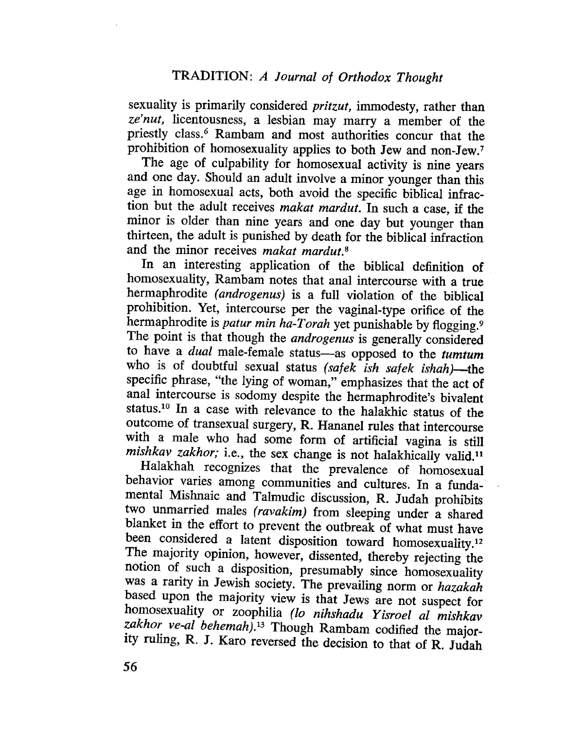sexuality is primarily considered *pritzut*, immodesty, rather than *ze'nut*, licentousness, a lesbian may marry a member of the priestly class.[6] Rambam and most authorities concur that the prohibition of homosexuality applies to both Jew and non-Jew.[7]

The age of culpability for homosexual activity is nine years and one day. Should an adult involve a minor younger than this age in homosexual acts, both avoid the specific biblical infraction but the adult receives *makat mardut*. In such a case, if the minor is older than nine years and one day but younger than thirteen, the adult is punished by death for the biblical infraction and the minor receives *makat mardut*.[8]

In an interesting application of the biblical definition of homosexuality, Rambam notes that anal intercourse with a true hermaphrodite *(androgenus)* is a full violation of the biblical prohibition. Yet, intercourse per the vaginal-type orifice of the hermaphrodite is *patur min ha-Torah* yet punishable by flogging.[9] The point is that though the *androgenus* is generally considered to have a *dual* male-female status—as opposed to the *tumtum* who is of doubtful sexual status *(safek ish safek ishah)*—the specific phrase, "the lying of woman," emphasizes that the act of anal intercourse is sodomy despite the hermaphrodite's bivalent status.[10] In a case with relevance to the halakhic status of the outcome of transexual surgery, R. Hananel rules that intercourse with a male who had some form of artificial vagina is still *mishkav zakhor;* i.e., the sex change is not halakhically valid.[11]

Halakhah recognizes that the prevalence of homosexual behavior varies among communities and cultures. In a fundamental Mishnaic and Talmudic discussion, R. Judah prohibits two unmarried males *(ravakim)* from sleeping under a shared blanket in the effort to prevent the outbreak of what must have been considered a latent disposition toward homosexuality.[12] The majority opinion, however, dissented, thereby rejecting the notion of such a disposition, presumably since homosexuality was a rarity in Jewish society. The prevailing norm or *hazakah* based upon the majority view is that Jews are not suspect for homosexuality or zoophilia *(lo nihshadu Yisroel al mishkav zakhor ve-al behemah)*.[13] Though Rambam codified the majority ruling, R. J. Karo reversed the decision to that of R. Judah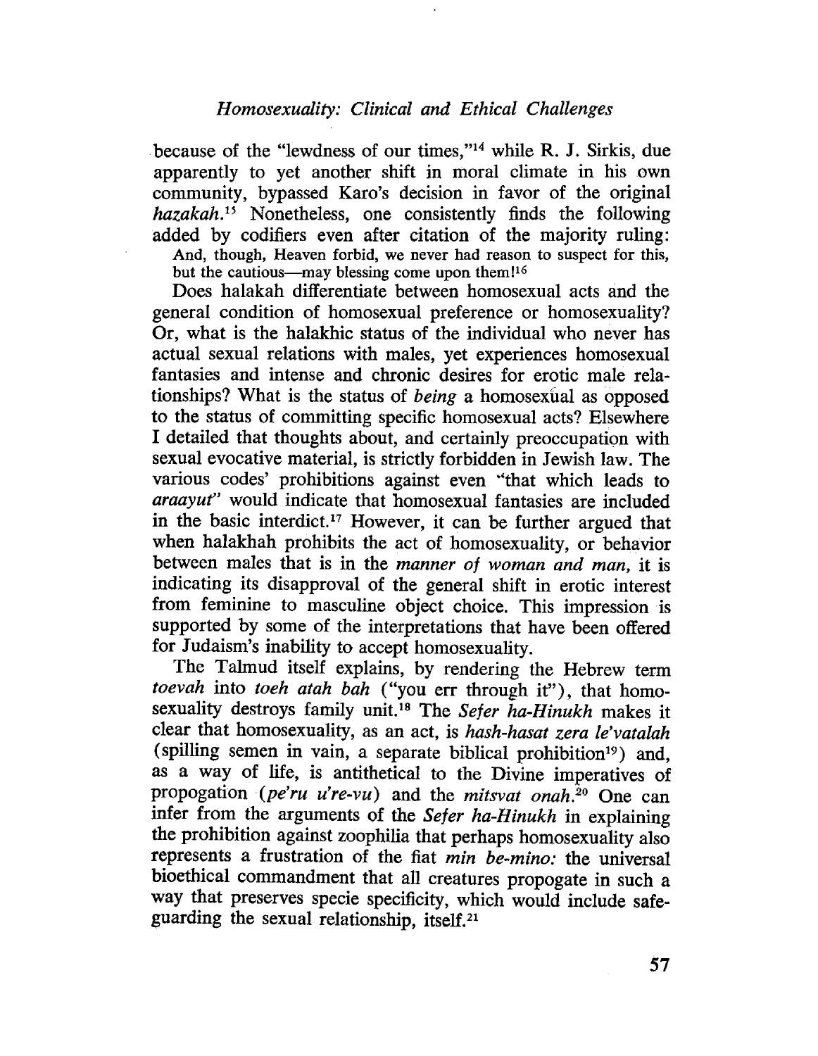because of the "lewdness of our times,"[14] while R. J. Sirkis, due apparently to yet another shift in moral climate in his own community, bypassed Karo's decision in favor of the original *hazakah*.[15] Nonetheless, one consistently finds the following added by codifiers even after citation of the majority ruling:

> And, though, Heaven forbid, we never had reason to suspect for this, but the cautious—may blessing come upon them![16]

Does halakah differentiate between homosexual acts and the general condition of homosexual preference or homosexuality? Or, what is the halakhic status of the individual who never has actual sexual relations with males, yet experiences homosexual fantasies and intense and chronic desires for erotic male relationships? What is the status of *being* a homosexual as opposed to the status of committing specific homosexual acts? Elsewhere I detailed that thoughts about, and certainly preoccupation with sexual evocative material, is strictly forbidden in Jewish law. The various codes' prohibitions against even "that which leads to *araayut*" would indicate that homosexual fantasies are included in the basic interdict.[17] However, it can be further argued that when halakhah prohibits the act of homosexuality, or behavior between males that is in the *manner of woman and man,* it is indicating its disapproval of the general shift in erotic interest from feminine to masculine object choice. This impression is supported by some of the interpretations that have been offered for Judaism's inability to accept homosexuality.

The Talmud itself explains, by rendering the Hebrew term *toevah* into *toeh atah bah* ("you err through it"), that homosexuality destroys family unit.[18] The *Sefer ha-Hinukh* makes it clear that homosexuality, as an act, is *hash-hasat zera le'vatalah* (spilling semen in vain, a separate biblical prohibition[19]) and, as a way of life, is antithetical to the Divine imperatives of propogation (*pe'ru u're-vu*) and the *mitsvat onah*.[20] One can infer from the arguments of the *Sefer ha-Hinukh* in explaining the prohibition against zoophilia that perhaps homosexuality also represents a frustration of the fiat *min be-mino:* the universal bioethical commandment that all creatures propogate in such a way that preserves specie specificity, which would include safeguarding the sexual relationship, itself.[21]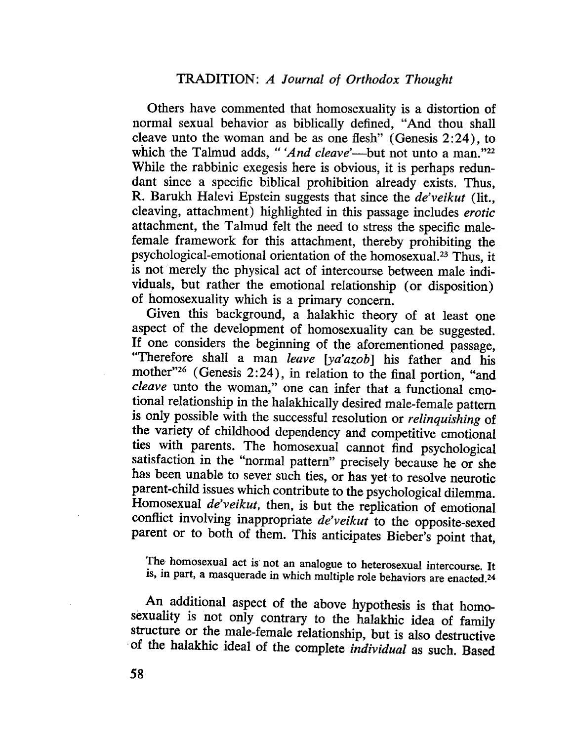Others have commented that homosexuality is a distortion of normal sexual behavior as biblically defined, "And thou shall cleave unto the woman and be as one flesh" (Genesis 2:24), to which the Talmud adds, "*'And cleave'*—but not unto a man."[22] While the rabbinic exegesis here is obvious, it is perhaps redundant since a specific biblical prohibition already exists. Thus, R. Barukh Halevi Epstein suggests that since the *de'veikut* (lit., cleaving, attachment) highlighted in this passage includes *erotic* attachment, the Talmud felt the need to stress the specific male-female framework for this attachment, thereby prohibiting the psychological-emotional orientation of the homosexual.[23] Thus, it is not merely the physical act of intercourse between male individuals, but rather the emotional relationship (or disposition) of homosexuality which is a primary concern.

Given this background, a halakhic theory of at least one aspect of the development of homosexuality can be suggested. If one considers the beginning of the aforementioned passage, "Therefore shall a man *leave* [*ya'azob*] his father and his mother"[26] (Genesis 2:24), in relation to the final portion, "and *cleave* unto the woman," one can infer that a functional emotional relationship in the halakhically desired male-female pattern is only possible with the successful resolution or *relinquishing* of the variety of childhood dependency and competitive emotional ties with parents. The homosexual cannot find psychological satisfaction in the "normal pattern" precisely because he or she has been unable to sever such ties, or has yet to resolve neurotic parent-child issues which contribute to the psychological dilemma. Homosexual *de'veikut*, then, is but the replication of emotional conflict involving inappropriate *de'veikut* to the opposite-sexed parent or to both of them. This anticipates Bieber's point that,

> The homosexual act is not an analogue to heterosexual intercourse. It is, in part, a masquerade in which multiple role behaviors are enacted.[24]

An additional aspect of the above hypothesis is that homosexuality is not only contrary to the halakhic idea of family structure or the male-female relationship, but is also destructive of the halakhic ideal of the complete *individual* as such. Based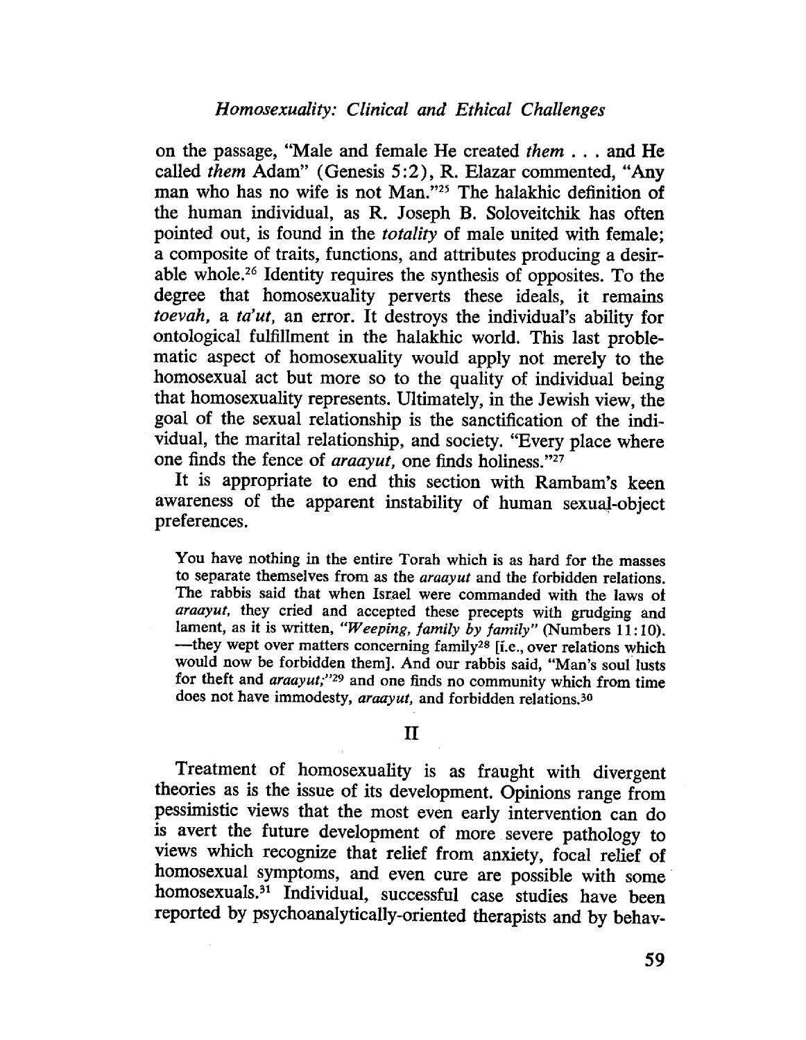on the passage, "Male and female He created *them* . . . and He called *them* Adam" (Genesis 5:2), R. Elazar commented, "Any man who has no wife is not Man."[25] The halakhic definition of the human individual, as R. Joseph B. Soloveitchik has often pointed out, is found in the *totality* of male united with female; a composite of traits, functions, and attributes producing a desirable whole.[26] Identity requires the synthesis of opposites. To the degree that homosexuality perverts these ideals, it remains *toevah*, a *ta'ut*, an error. It destroys the individual's ability for ontological fulfillment in the halakhic world. This last problematic aspect of homosexuality would apply not merely to the homosexual act but more so to the quality of individual being that homosexuality represents. Ultimately, in the Jewish view, the goal of the sexual relationship is the sanctification of the individual, the marital relationship, and society. "Every place where one finds the fence of *araayut*, one finds holiness."[27]

It is appropriate to end this section with Rambam's keen awareness of the apparent instability of human sexual-object preferences.

> You have nothing in the entire Torah which is as hard for the masses to separate themselves from as the *araayut* and the forbidden relations. The rabbis said that when Israel were commanded with the laws of *araayut*, they cried and accepted these precepts with grudging and lament, as it is written, *"Weeping, family by family"* (Numbers 11:10). —they wept over matters concerning family[28] [i.e., over relations which would now be forbidden them]. And our rabbis said, "Man's soul lusts for theft and *araayut*;"[29] and one finds no community which from time does not have immodesty, *araayut*, and forbidden relations.[30]

## II

Treatment of homosexuality is as fraught with divergent theories as is the issue of its development. Opinions range from pessimistic views that the most even early intervention can do is avert the future development of more severe pathology to views which recognize that relief from anxiety, focal relief of homosexual symptoms, and even cure are possible with some homosexuals.[31] Individual, successful case studies have been reported by psychoanalytically-oriented therapists and by behav-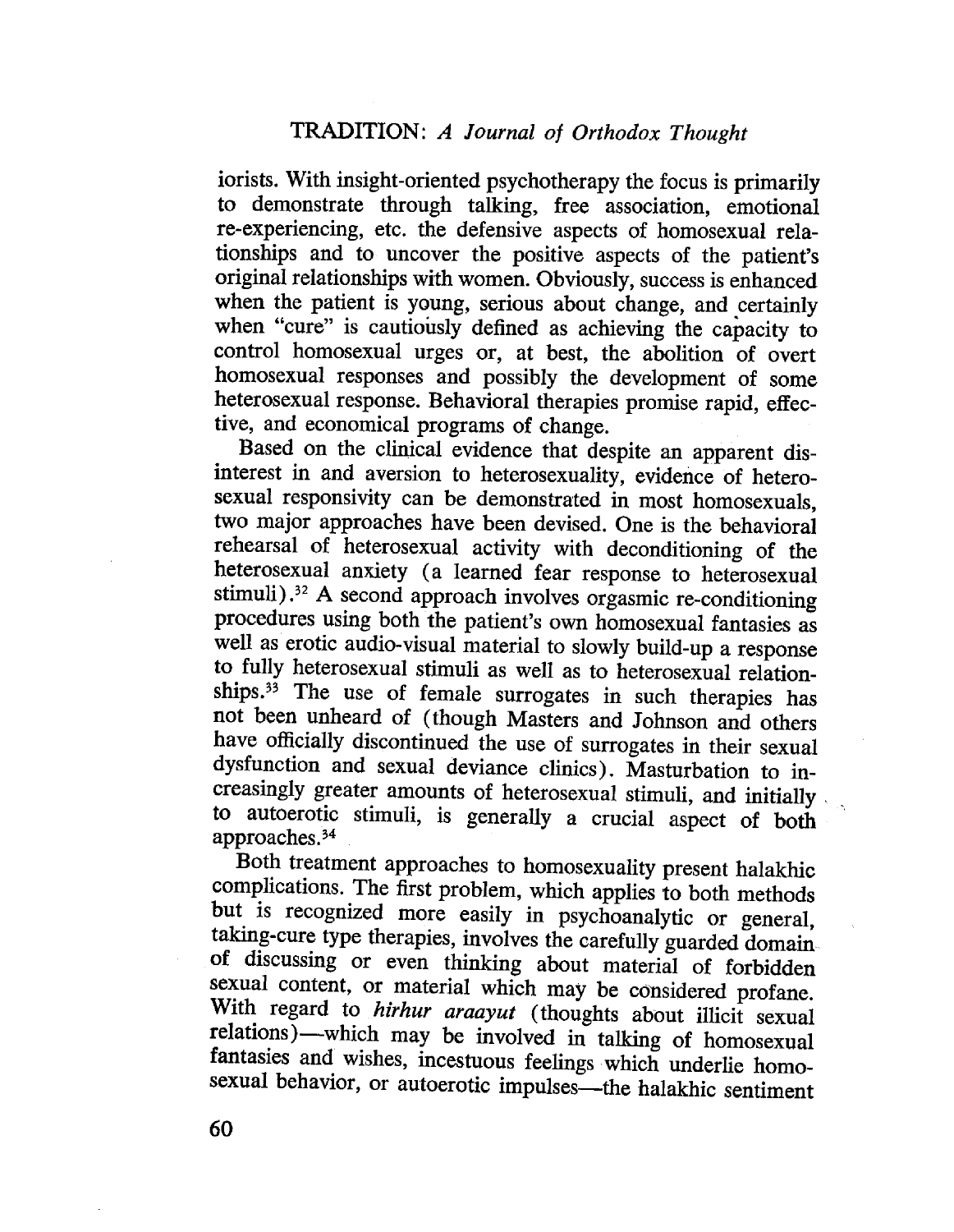iorists. With insight-oriented psychotherapy the focus is primarily to demonstrate through talking, free association, emotional re-experiencing, etc. the defensive aspects of homosexual relationships and to uncover the positive aspects of the patient's original relationships with women. Obviously, success is enhanced when the patient is young, serious about change, and certainly when "cure" is cautiously defined as achieving the capacity to control homosexual urges or, at best, the abolition of overt homosexual responses and possibly the development of some heterosexual response. Behavioral therapies promise rapid, effective, and economical programs of change.

Based on the clinical evidence that despite an apparent disinterest in and aversion to heterosexuality, evidence of heterosexual responsivity can be demonstrated in most homosexuals, two major approaches have been devised. One is the behavioral rehearsal of heterosexual activity with deconditioning of the heterosexual anxiety (a learned fear response to heterosexual stimuli).[32] A second approach involves orgasmic re-conditioning procedures using both the patient's own homosexual fantasies as well as erotic audio-visual material to slowly build-up a response to fully heterosexual stimuli as well as to heterosexual relationships.[33] The use of female surrogates in such therapies has not been unheard of (though Masters and Johnson and others have officially discontinued the use of surrogates in their sexual dysfunction and sexual deviance clinics). Masturbation to increasingly greater amounts of heterosexual stimuli, and initially to autoerotic stimuli, is generally a crucial aspect of both approaches.[34]

Both treatment approaches to homosexuality present halakhic complications. The first problem, which applies to both methods but is recognized more easily in psychoanalytic or general, taking-cure type therapies, involves the carefully guarded domain of discussing or even thinking about material of forbidden sexual content, or material which may be considered profane. With regard to *hirhur araayut* (thoughts about illicit sexual relations)—which may be involved in talking of homosexual fantasies and wishes, incestuous feelings which underlie homosexual behavior, or autoerotic impulses—the halakhic sentiment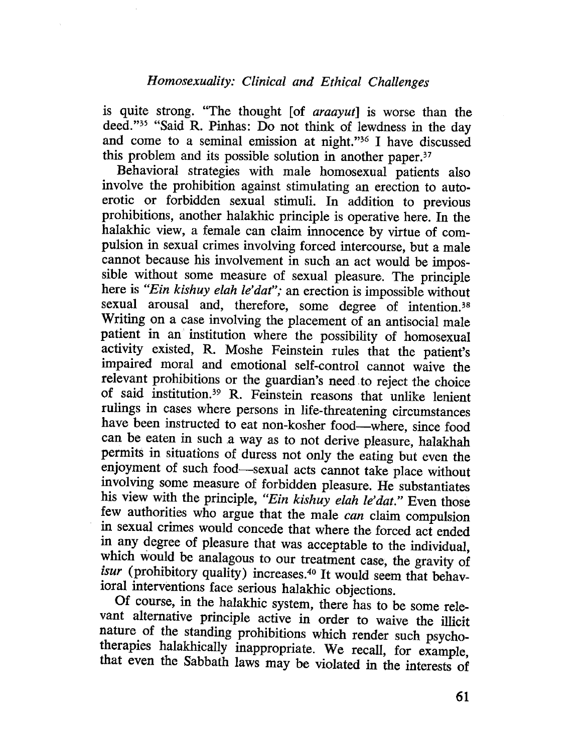is quite strong. "The thought [of *araayut*] is worse than the deed."[35] "Said R. Pinhas: Do not think of lewdness in the day and come to a seminal emission at night."[36] I have discussed this problem and its possible solution in another paper.[37]

Behavioral strategies with male homosexual patients also involve the prohibition against stimulating an erection to autoerotic or forbidden sexual stimuli. In addition to previous prohibitions, another halakhic principle is operative here. In the halakhic view, a female can claim innocence by virtue of compulsion in sexual crimes involving forced intercourse, but a male cannot because his involvement in such an act would be impossible without some measure of sexual pleasure. The principle here is *"Ein kishuy elah le'dat"*; an erection is impossible without sexual arousal and, therefore, some degree of intention.[38] Writing on a case involving the placement of an antisocial male patient in an institution where the possibility of homosexual activity existed, R. Moshe Feinstein rules that the patient's impaired moral and emotional self-control cannot waive the relevant prohibitions or the guardian's need to reject the choice of said institution.[39] R. Feinstein reasons that unlike lenient rulings in cases where persons in life-threatening circumstances have been instructed to eat non-kosher food—where, since food can be eaten in such a way as to not derive pleasure, halakhah permits in situations of duress not only the eating but even the enjoyment of such food—sexual acts cannot take place without involving some measure of forbidden pleasure. He substantiates his view with the principle, *"Ein kishuy elah le'dat."* Even those few authorities who argue that the male *can* claim compulsion in sexual crimes would concede that where the forced act ended in any degree of pleasure that was acceptable to the individual, which would be analagous to our treatment case, the gravity of *isur* (prohibitory quality) increases.[40] It would seem that behavioral interventions face serious halakhic objections.

Of course, in the halakhic system, there has to be some relevant alternative principle active in order to waive the illicit nature of the standing prohibitions which render such psychotherapies halakhically inappropriate. We recall, for example, that even the Sabbath laws may be violated in the interests of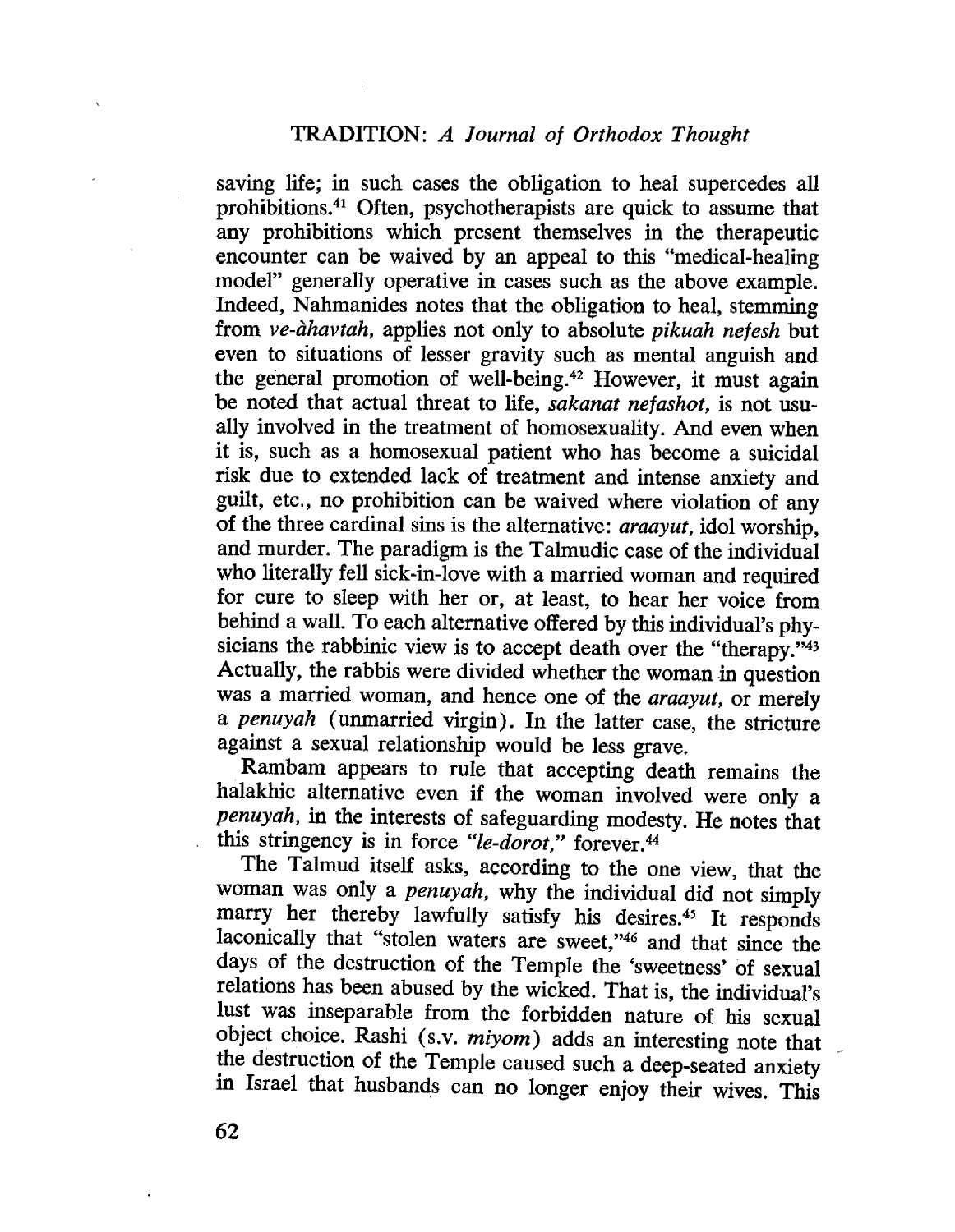saving life; in such cases the obligation to heal supercedes all prohibitions.[41] Often, psychotherapists are quick to assume that any prohibitions which present themselves in the therapeutic encounter can be waived by an appeal to this "medical-healing model" generally operative in cases such as the above example. Indeed, Nahmanides notes that the obligation to heal, stemming from *ve-àhavtah,* applies not only to absolute *pikuah nefesh* but even to situations of lesser gravity such as mental anguish and the general promotion of well-being.[42] However, it must again be noted that actual threat to life, *sakanat nefashot,* is not usually involved in the treatment of homosexuality. And even when it is, such as a homosexual patient who has become a suicidal risk due to extended lack of treatment and intense anxiety and guilt, etc., no prohibition can be waived where violation of any of the three cardinal sins is the alternative: *araayut,* idol worship, and murder. The paradigm is the Talmudic case of the individual who literally fell sick-in-love with a married woman and required for cure to sleep with her or, at least, to hear her voice from behind a wall. To each alternative offered by this individual's physicians the rabbinic view is to accept death over the "therapy."[43] Actually, the rabbis were divided whether the woman in question was a married woman, and hence one of the *araayut,* or merely a *penuyah* (unmarried virgin). In the latter case, the stricture against a sexual relationship would be less grave.

Rambam appears to rule that accepting death remains the halakhic alternative even if the woman involved were only a *penuyah,* in the interests of safeguarding modesty. He notes that this stringency is in force *"le-dorot,"* forever.[44]

The Talmud itself asks, according to the one view, that the woman was only a *penuyah,* why the individual did not simply marry her thereby lawfully satisfy his desires.[45] It responds laconically that "stolen waters are sweet,"[46] and that since the days of the destruction of the Temple the 'sweetness' of sexual relations has been abused by the wicked. That is, the individual's lust was inseparable from the forbidden nature of his sexual object choice. Rashi (s.v. *miyom*) adds an interesting note that the destruction of the Temple caused such a deep-seated anxiety in Israel that husbands can no longer enjoy their wives. This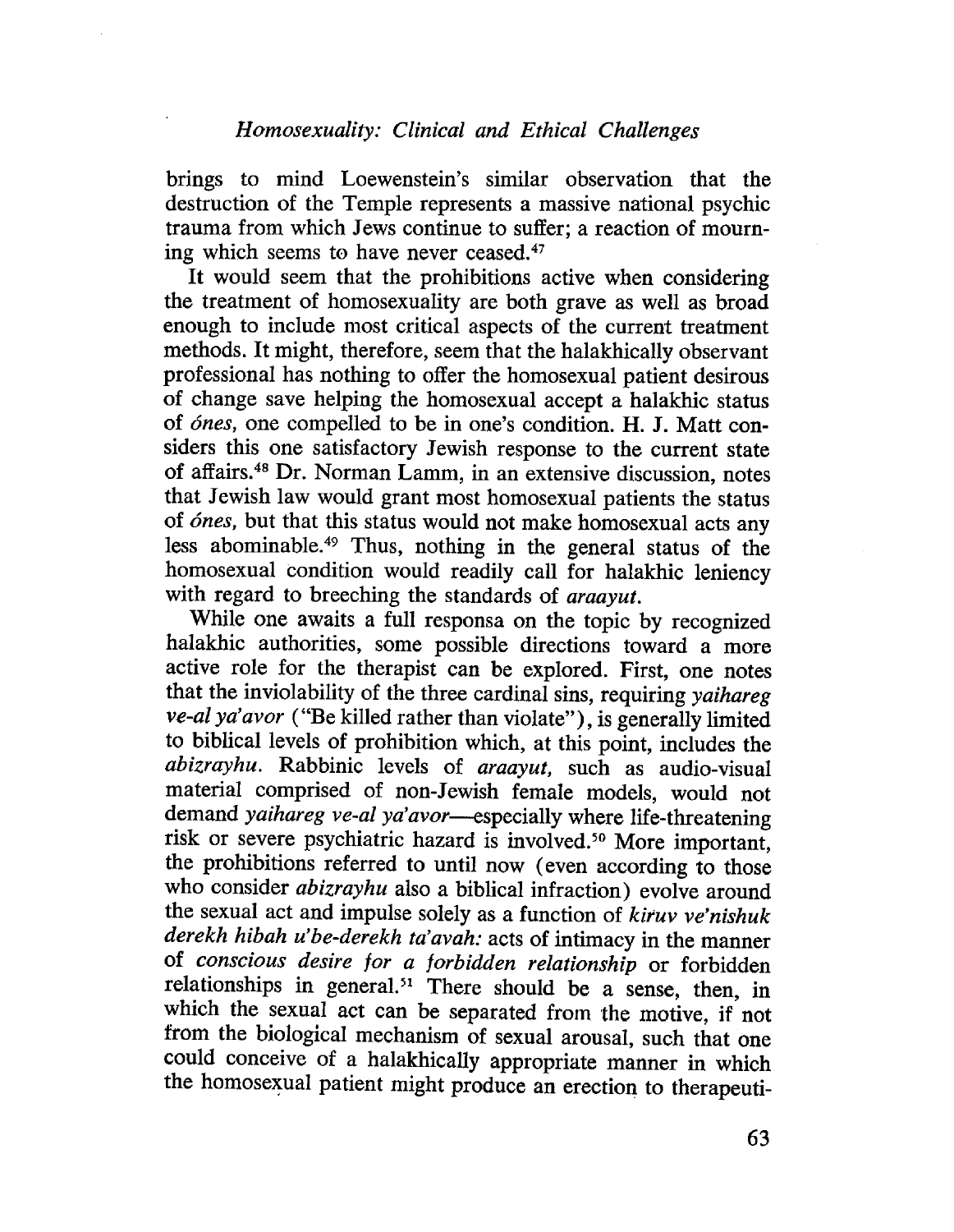brings to mind Loewenstein's similar observation that the destruction of the Temple represents a massive national psychic trauma from which Jews continue to suffer; a reaction of mourning which seems to have never ceased.[47]

It would seem that the prohibitions active when considering the treatment of homosexuality are both grave as well as broad enough to include most critical aspects of the current treatment methods. It might, therefore, seem that the halakhically observant professional has nothing to offer the homosexual patient desirous of change save helping the homosexual accept a halakhic status of *ónes*, one compelled to be in one's condition. H. J. Matt considers this one satisfactory Jewish response to the current state of affairs.[48] Dr. Norman Lamm, in an extensive discussion, notes that Jewish law would grant most homosexual patients the status of *ónes*, but that this status would not make homosexual acts any less abominable.[49] Thus, nothing in the general status of the homosexual condition would readily call for halakhic leniency with regard to breeching the standards of *araayut*.

While one awaits a full responsa on the topic by recognized halakhic authorities, some possible directions toward a more active role for the therapist can be explored. First, one notes that the inviolability of the three cardinal sins, requiring *yaihareg ve-al ya'avor* ("Be killed rather than violate"), is generally limited to biblical levels of prohibition which, at this point, includes the *abizrayhu*. Rabbinic levels of *araayut*, such as audio-visual material comprised of non-Jewish female models, would not demand *yaihareg ve-al ya'avor*—especially where life-threatening risk or severe psychiatric hazard is involved.[50] More important, the prohibitions referred to until now (even according to those who consider *abizrayhu* also a biblical infraction) evolve around the sexual act and impulse solely as a function of *kiruv ve'nishuk derekh hibah u'be-derekh ta'avah:* acts of intimacy in the manner of *conscious desire for a forbidden relationship* or forbidden relationships in general.[51] There should be a sense, then, in which the sexual act can be separated from the motive, if not from the biological mechanism of sexual arousal, such that one could conceive of a halakhically appropriate manner in which the homosexual patient might produce an erection to therapeuti-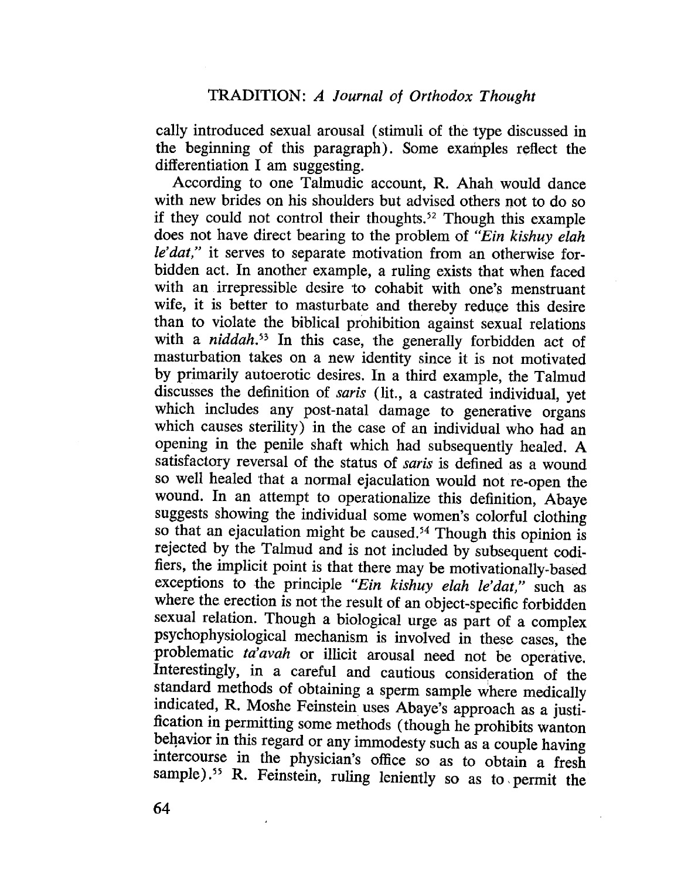cally introduced sexual arousal (stimuli of the type discussed in the beginning of this paragraph). Some examples reflect the differentiation I am suggesting.

According to one Talmudic account, R. Ahah would dance with new brides on his shoulders but advised others not to do so if they could not control their thoughts.[52] Though this example does not have direct bearing to the problem of *"Ein kishuy elah le'dat,"* it serves to separate motivation from an otherwise forbidden act. In another example, a ruling exists that when faced with an irrepressible desire to cohabit with one's menstruant wife, it is better to masturbate and thereby reduce this desire than to violate the biblical prohibition against sexual relations with a *niddah*.[53] In this case, the generally forbidden act of masturbation takes on a new identity since it is not motivated by primarily autoerotic desires. In a third example, the Talmud discusses the definition of *saris* (lit., a castrated individual, yet which includes any post-natal damage to generative organs which causes sterility) in the case of an individual who had an opening in the penile shaft which had subsequently healed. A satisfactory reversal of the status of *saris* is defined as a wound so well healed that a normal ejaculation would not re-open the wound. In an attempt to operationalize this definition, Abaye suggests showing the individual some women's colorful clothing so that an ejaculation might be caused.[54] Though this opinion is rejected by the Talmud and is not included by subsequent codifiers, the implicit point is that there may be motivationally-based exceptions to the principle *"Ein kishuy elah le'dat,"* such as where the erection is not the result of an object-specific forbidden sexual relation. Though a biological urge as part of a complex psychophysiological mechanism is involved in these cases, the problematic *ta'avah* or illicit arousal need not be operative. Interestingly, in a careful and cautious consideration of the standard methods of obtaining a sperm sample where medically indicated, R. Moshe Feinstein uses Abaye's approach as a justification in permitting some methods (though he prohibits wanton behavior in this regard or any immodesty such as a couple having intercourse in the physician's office so as to obtain a fresh sample).[55] R. Feinstein, ruling leniently so as to permit the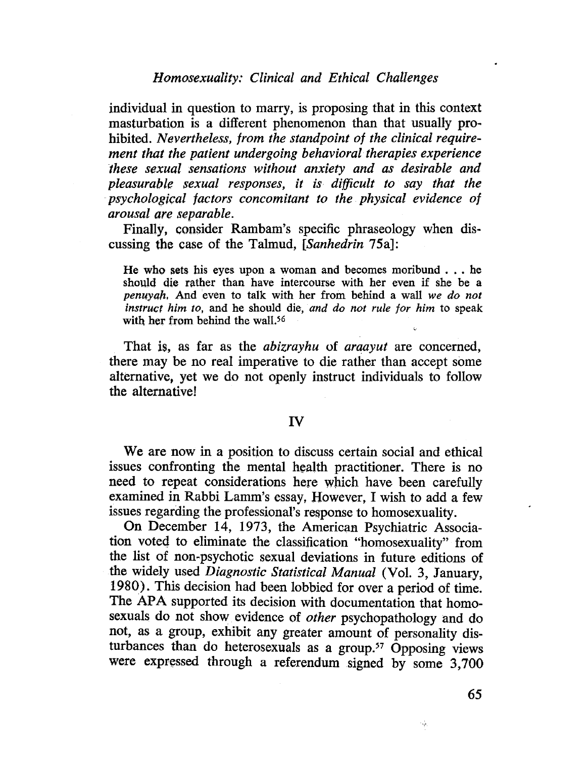individual in question to marry, is proposing that in this context masturbation is a different phenomenon than that usually prohibited. *Nevertheless, from the standpoint of the clinical requirement that the patient undergoing behavioral therapies experience these sexual sensations without anxiety and as desirable and pleasurable sexual responses, it is difficult to say that the psychological factors concomitant to the physical evidence of arousal are separable.*

Finally, consider Rambam's specific phraseology when discussing the case of the Talmud, [*Sanhedrin* 75a]:

> He who sets his eyes upon a woman and becomes moribund . . . he should die rather than have intercourse with her even if she be a *penuyah*. And even to talk with her from behind a wall *we do not instruct him to*, and he should die, *and do not rule for him* to speak with her from behind the wall.[56]

That is, as far as the *abizrayhu* of *araayut* are concerned, there may be no real imperative to die rather than accept some alternative, yet we do not openly instruct individuals to follow the alternative!

## IV

We are now in a position to discuss certain social and ethical issues confronting the mental health practitioner. There is no need to repeat considerations here which have been carefully examined in Rabbi Lamm's essay. However, I wish to add a few issues regarding the professional's response to homosexuality.

On December 14, 1973, the American Psychiatric Association voted to eliminate the classification "homosexuality" from the list of non-psychotic sexual deviations in future editions of the widely used *Diagnostic Statistical Manual* (Vol. 3, January, 1980). This decision had been lobbied for over a period of time. The APA supported its decision with documentation that homosexuals do not show evidence of *other* psychopathology and do not, as a group, exhibit any greater amount of personality disturbances than do heterosexuals as a group.[57] Opposing views were expressed through a referendum signed by some 3,700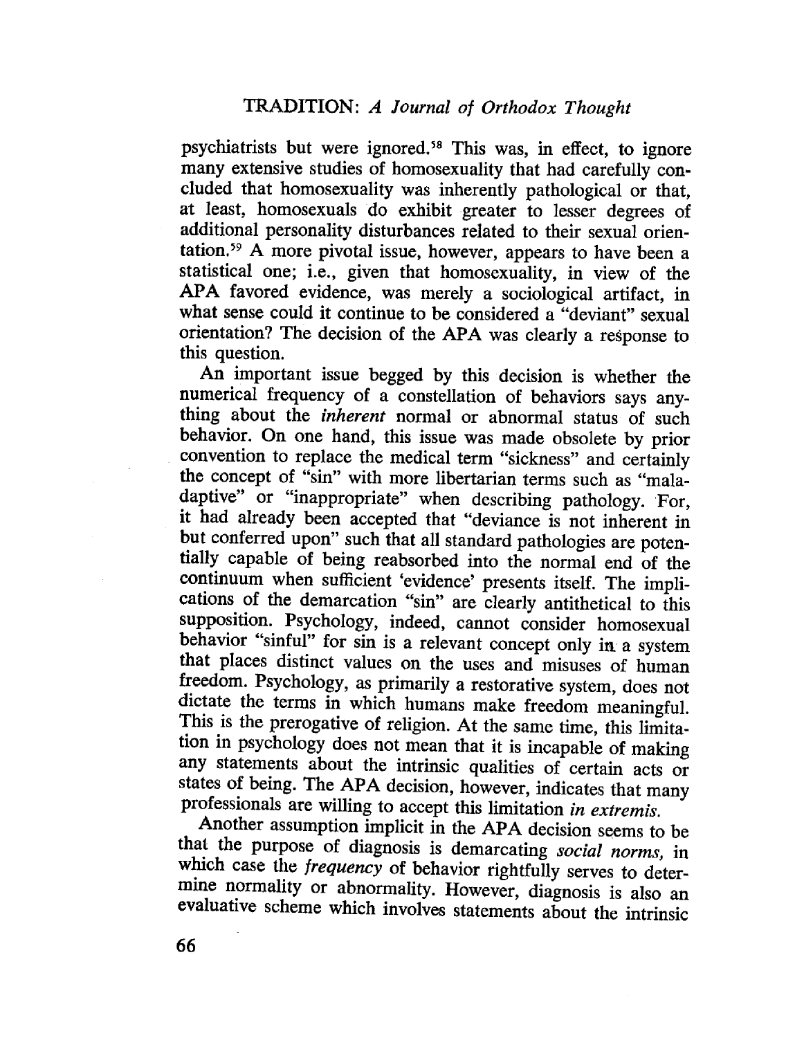psychiatrists but were ignored.[58] This was, in effect, to ignore many extensive studies of homosexuality that had carefully concluded that homosexuality was inherently pathological or that, at least, homosexuals do exhibit greater to lesser degrees of additional personality disturbances related to their sexual orientation.[59] A more pivotal issue, however, appears to have been a statistical one; i.e., given that homosexuality, in view of the APA favored evidence, was merely a sociological artifact, in what sense could it continue to be considered a "deviant" sexual orientation? The decision of the APA was clearly a response to this question.

An important issue begged by this decision is whether the numerical frequency of a constellation of behaviors says anything about the *inherent* normal or abnormal status of such behavior. On one hand, this issue was made obsolete by prior convention to replace the medical term "sickness" and certainly the concept of "sin" with more libertarian terms such as "maladaptive" or "inappropriate" when describing pathology. For, it had already been accepted that "deviance is not inherent in but conferred upon" such that all standard pathologies are potentially capable of being reabsorbed into the normal end of the continuum when sufficient 'evidence' presents itself. The implications of the demarcation "sin" are clearly antithetical to this supposition. Psychology, indeed, cannot consider homosexual behavior "sinful" for sin is a relevant concept only in a system that places distinct values on the uses and misuses of human freedom. Psychology, as primarily a restorative system, does not dictate the terms in which humans make freedom meaningful. This is the prerogative of religion. At the same time, this limitation in psychology does not mean that it is incapable of making any statements about the intrinsic qualities of certain acts or states of being. The APA decision, however, indicates that many professionals are willing to accept this limitation *in extremis*.

Another assumption implicit in the APA decision seems to be that the purpose of diagnosis is demarcating *social norms*, in which case the *frequency* of behavior rightfully serves to determine normality or abnormality. However, diagnosis is also an evaluative scheme which involves statements about the intrinsic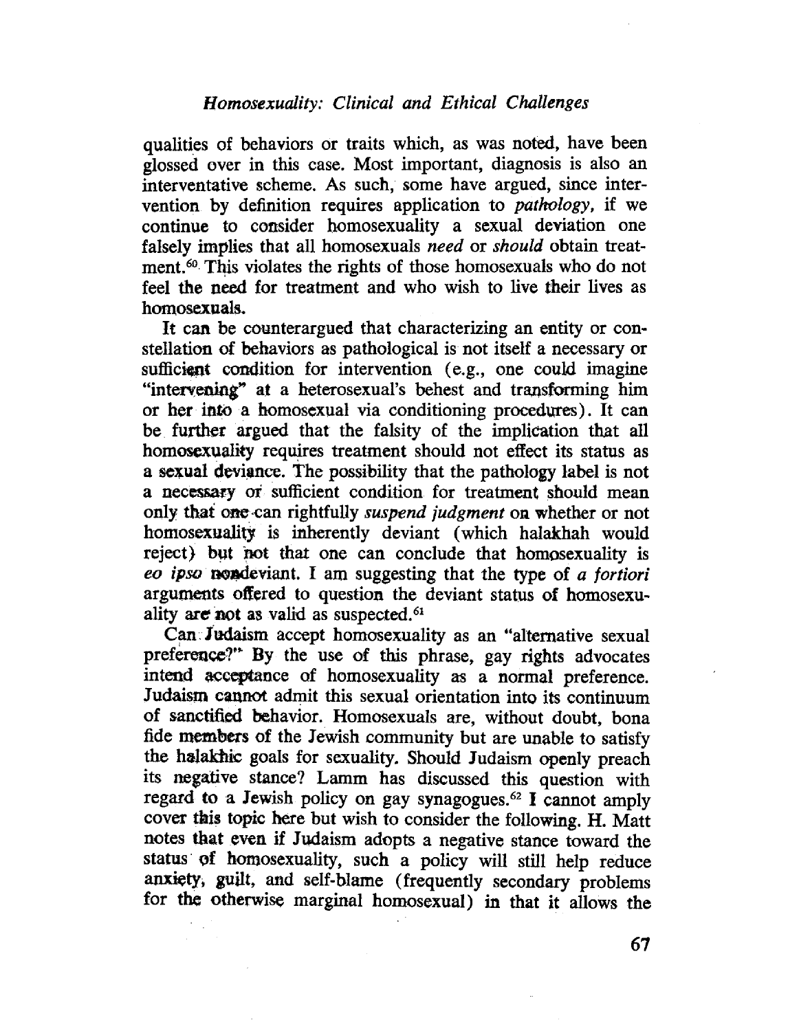qualities of behaviors or traits which, as was noted, have been glossed over in this case. Most important, diagnosis is also an interventative scheme. As such, some have argued, since intervention by definition requires application to *pathology*, if we continue to consider homosexuality a sexual deviation one falsely implies that all homosexuals *need* or *should* obtain treatment.[60] This violates the rights of those homosexuals who do not feel the need for treatment and who wish to live their lives as homosexuals.

It can be counterargued that characterizing an entity or constellation of behaviors as pathological is not itself a necessary or sufficient condition for intervention (e.g., one could imagine "intervening" at a heterosexual's behest and transforming him or her into a homosexual via conditioning procedures). It can be further argued that the falsity of the implication that all homosexuality requires treatment should not effect its status as a sexual deviance. The possibility that the pathology label is not a necessary or sufficient condition for treatment should mean only that one can rightfully *suspend judgment* on whether or not homosexuality is inherently deviant (which halakhah would reject) but not that one can conclude that homosexuality is *eo ipso* nondeviant. I am suggesting that the type of *a fortiori* arguments offered to question the deviant status of homosexuality are not as valid as suspected.[61]

Can Judaism accept homosexuality as an "alternative sexual preference?" By the use of this phrase, gay rights advocates intend acceptance of homosexuality as a normal preference. Judaism cannot admit this sexual orientation into its continuum of sanctified behavior. Homosexuals are, without doubt, bona fide members of the Jewish community but are unable to satisfy the halakhic goals for sexuality. Should Judaism openly preach its negative stance? Lamm has discussed this question with regard to a Jewish policy on gay synagogues.[62] I cannot amply cover this topic here but wish to consider the following. H. Matt notes that even if Judaism adopts a negative stance toward the status of homosexuality, such a policy will still help reduce anxiety, guilt, and self-blame (frequently secondary problems for the otherwise marginal homosexual) in that it allows the